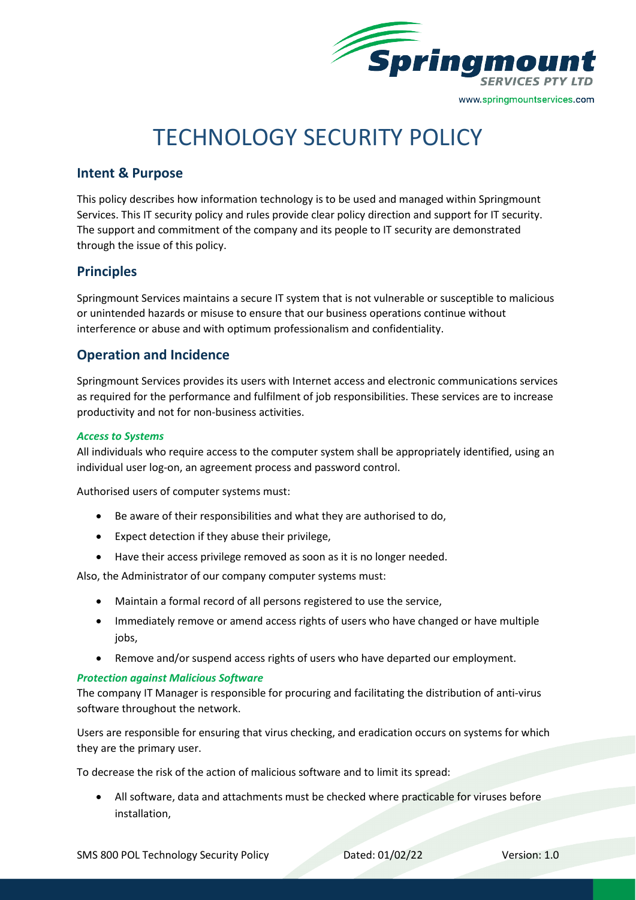# TECHNOLOGY SECURITY POLICY

## Intent & Purpose

This policy describes how information technology is to be used and managed within Springmount Services. This IT security policy and rules provide clear policy direction and support for IT security. The support and commitment of the company and its people to IT security are demonstrated through the issue of this policy.

## Principles

Springmount Services maintains a secure IT system that is not vulnerable or susceptible to malicious or unintended hazards or misuse to ensure that our business operations continue without interference or abuse and with optimum professionalism and confidentiality.

## Operation and Incidence

Springmount Services provides its users with Internet access and electronic communications services as required for the performance and fulfilment of job responsibilities. These services are to increase productivity and not for non-business activities.

#### *Access to Systems*

All individuals who require access to the computer system shall be appropriately identified, using an individual user log-on, an agreement process and password control.

Authorised users of computer systems must:

- Be aware of their responsibilities and what they are authorised to do,
- Expect detection if they abuse their privilege,
- Have their access privilege removed as soon as it is no longer needed.

Also, the Administrator of our company computer systems must:

- Maintain a formal record of all persons registered to use the service,
- Immediately remove or amend access rights of users who have changed or have multiple jobs,
- Remove and/or suspend access rights of users who have departed our employment.

#### *Protection against Malicious Software*

The company IT Manager is responsible for procuring and facilitating the distribution of anti-virus software throughout the network.

Users are responsible for ensuring that virus checking, and eradication occurs on systems for which they are the primary user.

To decrease the risk of the action of malicious software and to limit its spread:

- All software, data and attachments must be checked where practicable for viruses before installation,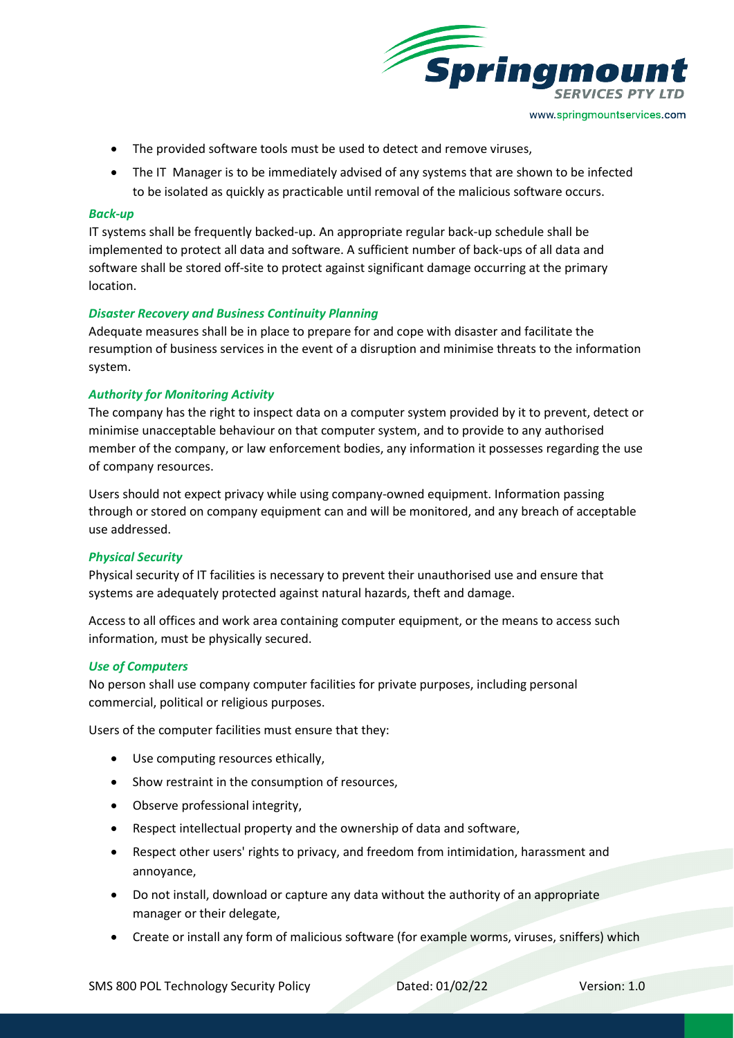- The provided software tools must be used to detect and remove viruses,
- The IT Manager is to be immediately advised of any systems that are shown to be infected to be isolated as quickly as practicable until removal of the malicious software occurs.

### *Back-up*

IT systems shall be frequently backed-up. An appropriate regular back-up schedule shall be implemented to protect all data and software. A sufficient number of back-ups of all data and software shall be stored off-site to protect against significant damage occurring at the primary location.

### *Disaster Recovery and Business Continuity Planning*

Adequate measures shall be in place to prepare for and cope with disaster and facilitate the resumption of business services in the event of a disruption and minimise threats to the information system.

### *Authority for Monitoring Activity*

The company has the right to inspect data on a computer system provided by it to prevent, detect or minimise unacceptable behaviour on that computer system, and to provide to any authorised member of the company, or law enforcement bodies, any information it possesses regarding the use of company resources.

Users should not expect privacy while using company-owned equipment. Information passing through or stored on company equipment can and will be monitored, and any breach of acceptable use addressed.

### *Physical Security*

Physical security of IT facilities is necessary to prevent their unauthorised use and ensure that systems are adequately protected against natural hazards, theft and damage.

Access to all offices and work area containing computer equipment, or the means to access such information, must be physically secured.

### *Use of Computers*

No person shall use company computer facilities for private purposes, including personal commercial, political or religious purposes.

Users of the computer facilities must ensure that they:

- Use computing resources ethically,
- Show restraint in the consumption of resources,
- Observe professional integrity,
- Respect intellectual property and the ownership of data and software,
- Respect other users' rights to privacy, and freedom from intimidation, harassment and annoyance,
- Do not install, download or capture any data without the authority of an appropriate manager or their delegate,
- Create or install any form of malicious software (for example worms, viruses, sniffers) which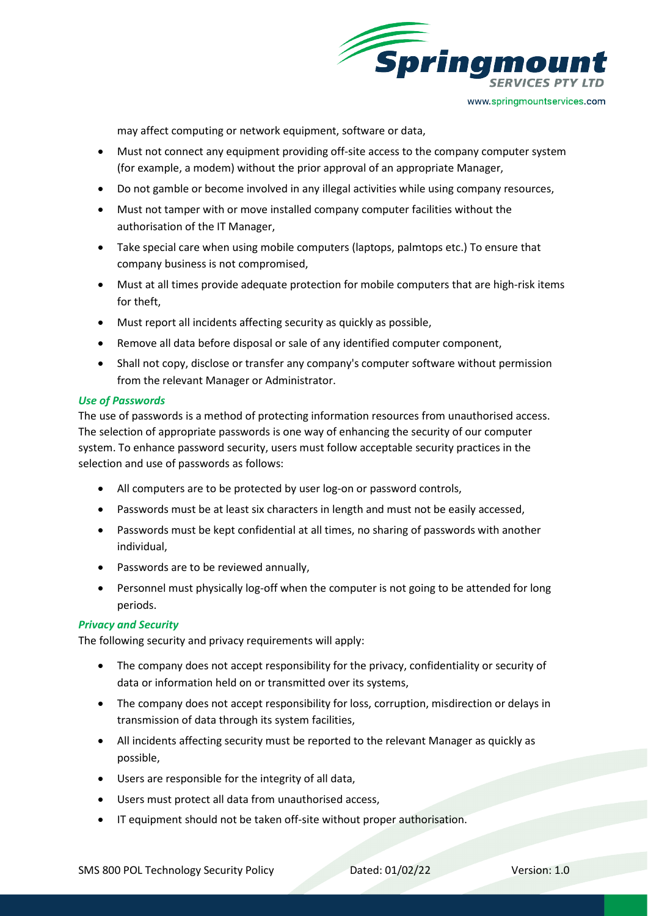may affect computing or network equipment, software or data,

- Must not connect any equipment providing off-site access to the company computer system (for example, a modem) without the prior approval of an appropriate Manager,
- Do not gamble or become involved in any illegal activities while using company resources,
- Must not tamper with or move installed company computer facilities without the authorisation of the IT Manager,
- Take special care when using mobile computers (laptops, palmtops etc.) To ensure that company business is not compromised,
- Must at all times provide adequate protection for mobile computers that are high-risk items for theft,
- Must report all incidents affecting security as quickly as possible,
- Remove all data before disposal or sale of any identified computer component,
- Shall not copy, disclose or transfer any company's computer software without permission from the relevant Manager or Administrator.

***Use of Passwords***

The use of passwords is a method of protecting information resources from unauthorised access. The selection of appropriate passwords is one way of enhancing the security of our computer system. To enhance password security, users must follow acceptable security practices in the selection and use of passwords as follows:

- All computers are to be protected by user log-on or password controls,
- Passwords must be at least six characters in length and must not be easily accessed,
- Passwords must be kept confidential at all times, no sharing of passwords with another individual,
- Passwords are to be reviewed annually,
- Personnel must physically log-off when the computer is not going to be attended for long periods.

***Privacy and Security***

The following security and privacy requirements will apply:

- The company does not accept responsibility for the privacy, confidentiality or security of data or information held on or transmitted over its systems,
- The company does not accept responsibility for loss, corruption, misdirection or delays in transmission of data through its system facilities,
- All incidents affecting security must be reported to the relevant Manager as quickly as possible,
- Users are responsible for the integrity of all data,
- Users must protect all data from unauthorised access,
- IT equipment should not be taken off-site without proper authorisation.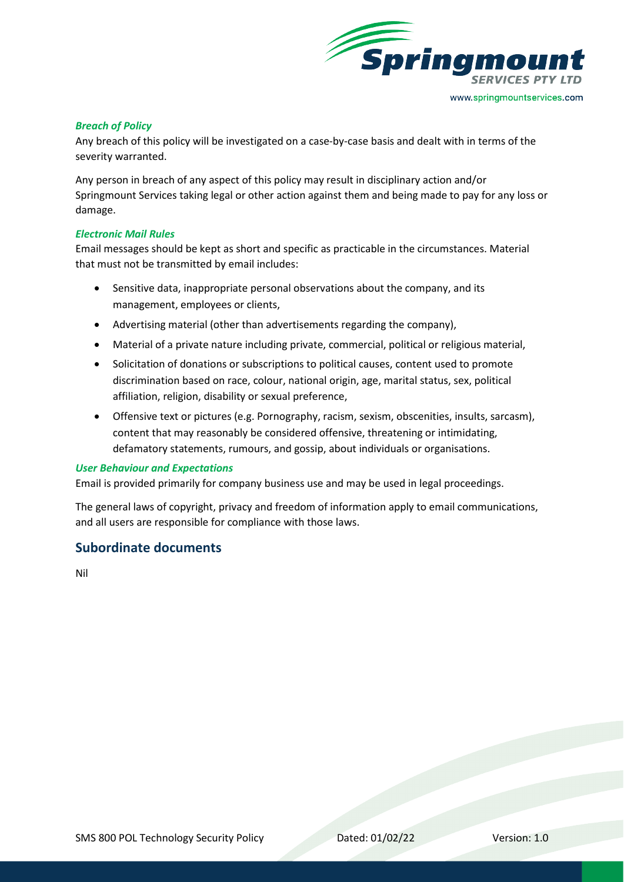### *Breach of Policy*

Any breach of this policy will be investigated on a case-by-case basis and dealt with in terms of the severity warranted.

Any person in breach of any aspect of this policy may result in disciplinary action and/or Springmount Services taking legal or other action against them and being made to pay for any loss or damage.

### *Electronic Mail Rules*

Email messages should be kept as short and specific as practicable in the circumstances. Material that must not be transmitted by email includes:

- Sensitive data, inappropriate personal observations about the company, and its management, employees or clients,
- Advertising material (other than advertisements regarding the company),
- Material of a private nature including private, commercial, political or religious material,
- Solicitation of donations or subscriptions to political causes, content used to promote discrimination based on race, colour, national origin, age, marital status, sex, political affiliation, religion, disability or sexual preference,
- Offensive text or pictures (e.g. Pornography, racism, sexism, obscenities, insults, sarcasm), content that may reasonably be considered offensive, threatening or intimidating, defamatory statements, rumours, and gossip, about individuals or organisations.

### *User Behaviour and Expectations*

Email is provided primarily for company business use and may be used in legal proceedings.

The general laws of copyright, privacy and freedom of information apply to email communications, and all users are responsible for compliance with those laws.

## Subordinate documents

Nil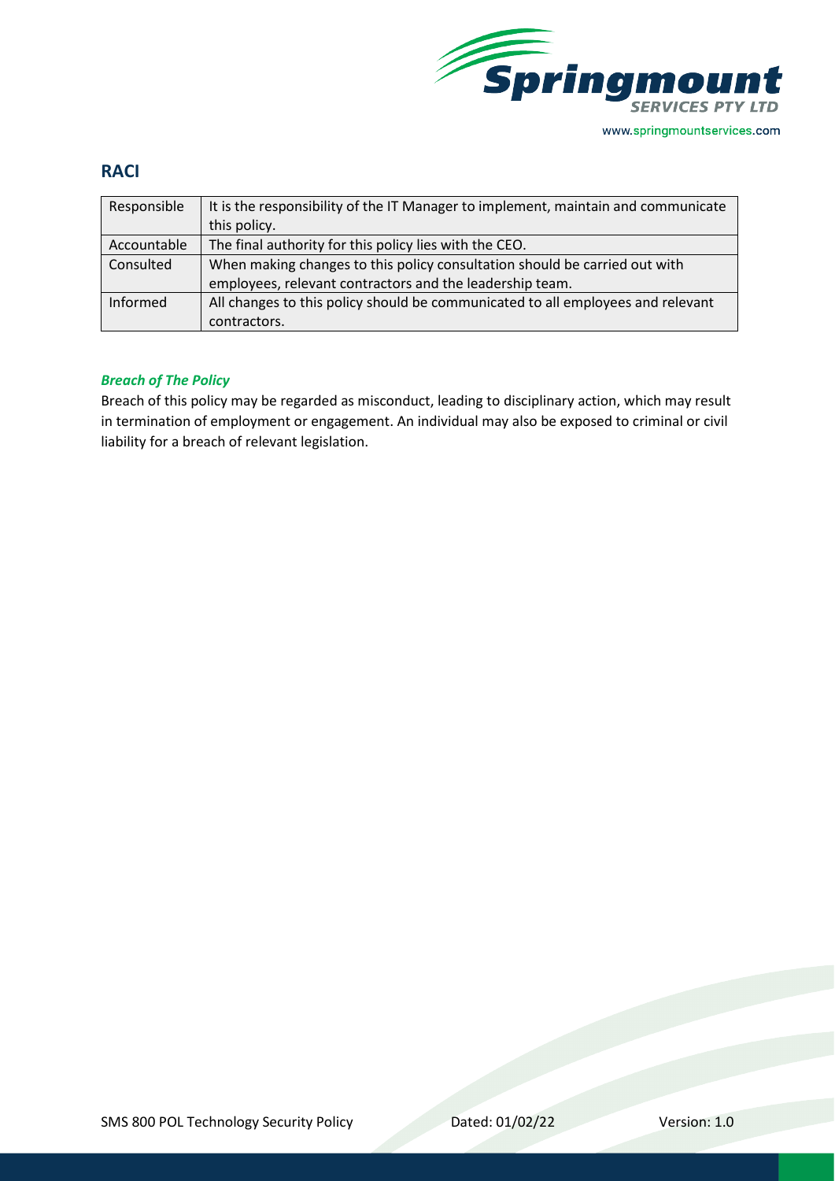## RACI

| | |
|---|---|
| Responsible | It is the responsibility of the IT Manager to implement, maintain and communicate this policy. |
| Accountable | The final authority for this policy lies with the CEO. |
| Consulted | When making changes to this policy consultation should be carried out with employees, relevant contractors and the leadership team. |
| Informed | All changes to this policy should be communicated to all employees and relevant contractors. |

### *Breach of The Policy*

Breach of this policy may be regarded as misconduct, leading to disciplinary action, which may result in termination of employment or engagement. An individual may also be exposed to criminal or civil liability for a breach of relevant legislation.